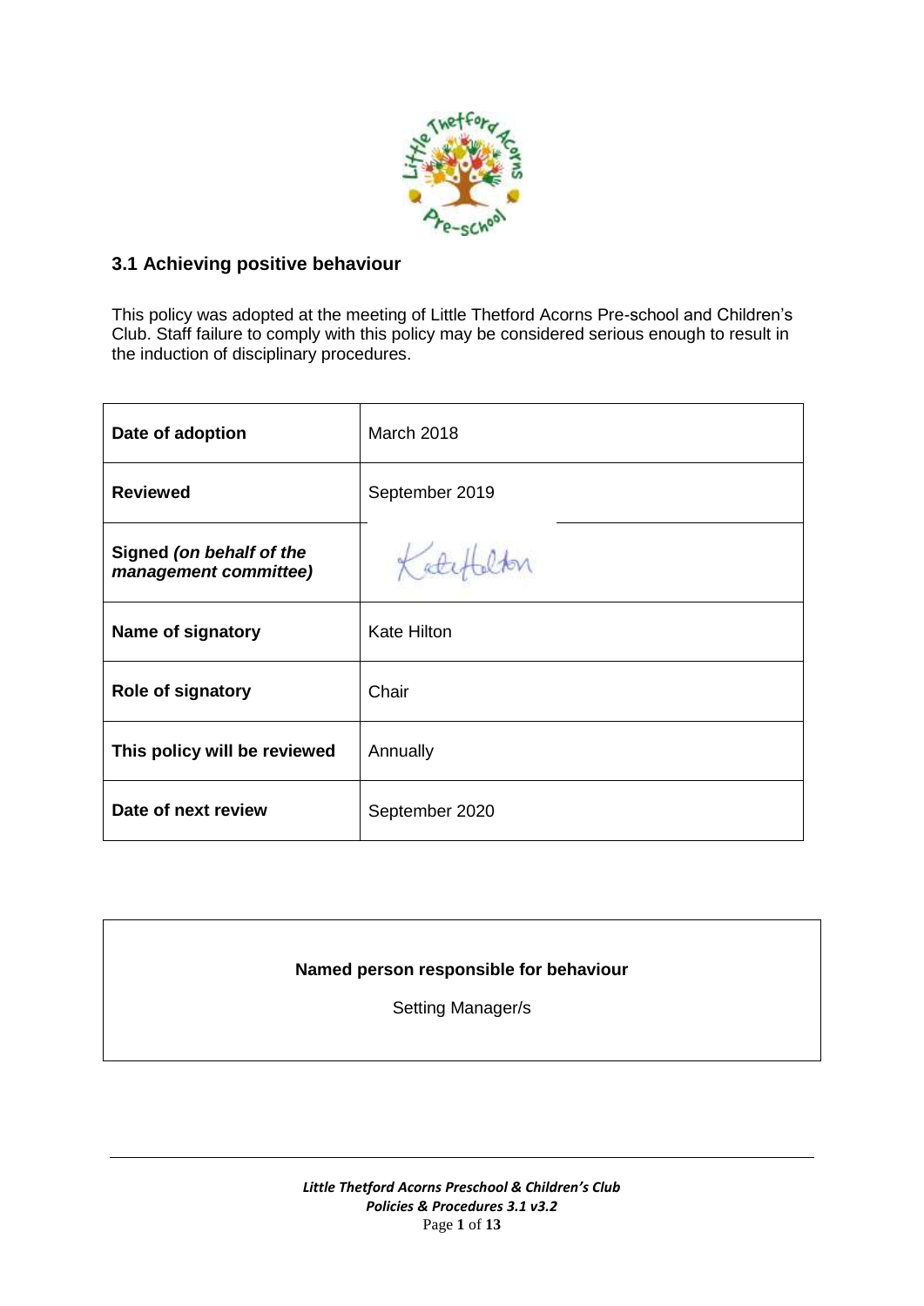## 3.1 Achieving positive behaviour

This policy was adopted at the meeting of Little Thetford Acorns Pre-school and Children's Club. Staff failure to comply with this policy may be considered serious enough to result in the induction of disciplinary procedures.

| | |
|---|---|
| **Date of adoption** | March 2018 |
| **Reviewed** | September 2019 |
| **Signed** ***(on behalf of the management committee)*** | Kate Hilton |
| **Name of signatory** | Kate Hilton |
| **Role of signatory** | Chair |
| **This policy will be reviewed** | Annually |
| **Date of next review** | September 2020 |

**Named person responsible for behaviour**

Setting Manager/s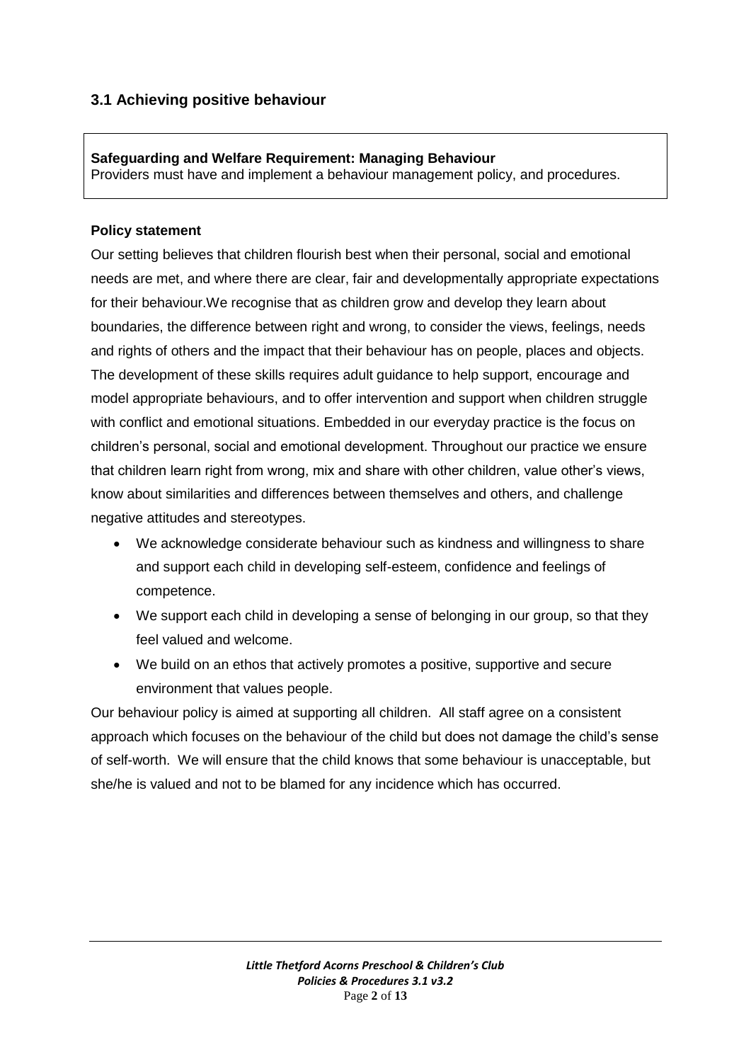## 3.1 Achieving positive behaviour

**Safeguarding and Welfare Requirement: Managing Behaviour**
Providers must have and implement a behaviour management policy, and procedures.

### Policy statement

Our setting believes that children flourish best when their personal, social and emotional needs are met, and where there are clear, fair and developmentally appropriate expectations for their behaviour.We recognise that as children grow and develop they learn about boundaries, the difference between right and wrong, to consider the views, feelings, needs and rights of others and the impact that their behaviour has on people, places and objects. The development of these skills requires adult guidance to help support, encourage and model appropriate behaviours, and to offer intervention and support when children struggle with conflict and emotional situations. Embedded in our everyday practice is the focus on children's personal, social and emotional development. Throughout our practice we ensure that children learn right from wrong, mix and share with other children, value other's views, know about similarities and differences between themselves and others, and challenge negative attitudes and stereotypes.

- We acknowledge considerate behaviour such as kindness and willingness to share and support each child in developing self-esteem, confidence and feelings of competence.
- We support each child in developing a sense of belonging in our group, so that they feel valued and welcome.
- We build on an ethos that actively promotes a positive, supportive and secure environment that values people.

Our behaviour policy is aimed at supporting all children. All staff agree on a consistent approach which focuses on the behaviour of the child but does not damage the child's sense of self-worth. We will ensure that the child knows that some behaviour is unacceptable, but she/he is valued and not to be blamed for any incidence which has occurred.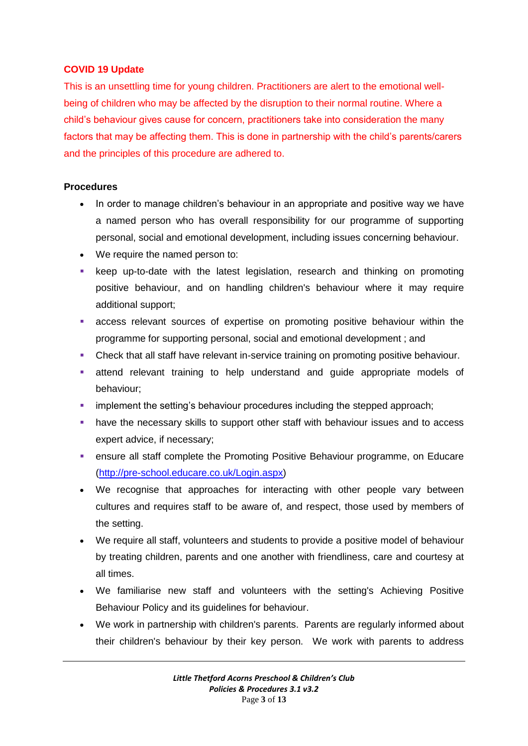**COVID 19 Update**

This is an unsettling time for young children. Practitioners are alert to the emotional well-being of children who may be affected by the disruption to their normal routine. Where a child's behaviour gives cause for concern, practitioners take into consideration the many factors that may be affecting them. This is done in partnership with the child's parents/carers and the principles of this procedure are adhered to.

**Procedures**

- In order to manage children's behaviour in an appropriate and positive way we have a named person who has overall responsibility for our programme of supporting personal, social and emotional development, including issues concerning behaviour.
- We require the named person to:
  - keep up-to-date with the latest legislation, research and thinking on promoting positive behaviour, and on handling children's behaviour where it may require additional support;
  - access relevant sources of expertise on promoting positive behaviour within the programme for supporting personal, social and emotional development ; and
  - Check that all staff have relevant in-service training on promoting positive behaviour.
  - attend relevant training to help understand and guide appropriate models of behaviour;
  - implement the setting's behaviour procedures including the stepped approach;
  - have the necessary skills to support other staff with behaviour issues and to access expert advice, if necessary;
  - ensure all staff complete the Promoting Positive Behaviour programme, on Educare (http://pre-school.educare.co.uk/Login.aspx)
- We recognise that approaches for interacting with other people vary between cultures and requires staff to be aware of, and respect, those used by members of the setting.
- We require all staff, volunteers and students to provide a positive model of behaviour by treating children, parents and one another with friendliness, care and courtesy at all times.
- We familiarise new staff and volunteers with the setting's Achieving Positive Behaviour Policy and its guidelines for behaviour.
- We work in partnership with children's parents. Parents are regularly informed about their children's behaviour by their key person. We work with parents to address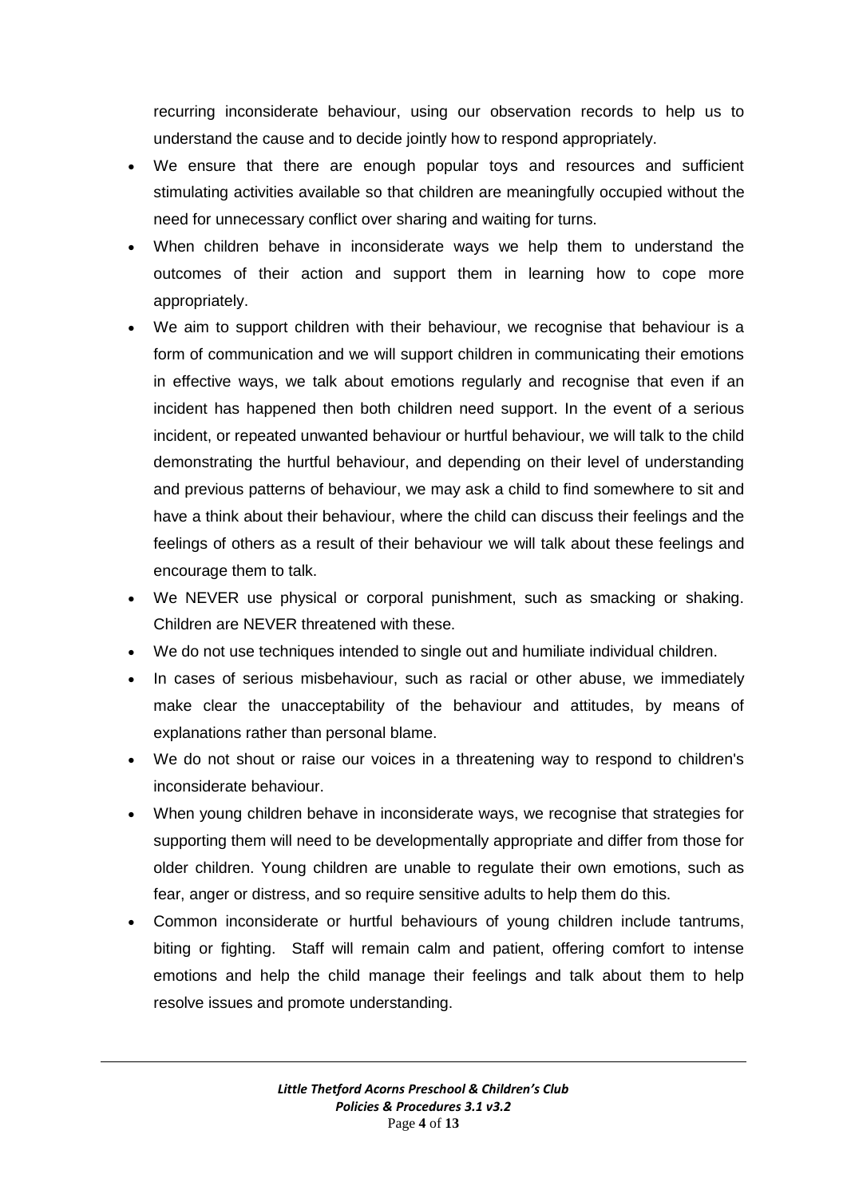recurring inconsiderate behaviour, using our observation records to help us to understand the cause and to decide jointly how to respond appropriately.

- We ensure that there are enough popular toys and resources and sufficient stimulating activities available so that children are meaningfully occupied without the need for unnecessary conflict over sharing and waiting for turns.
- When children behave in inconsiderate ways we help them to understand the outcomes of their action and support them in learning how to cope more appropriately.
- We aim to support children with their behaviour, we recognise that behaviour is a form of communication and we will support children in communicating their emotions in effective ways, we talk about emotions regularly and recognise that even if an incident has happened then both children need support. In the event of a serious incident, or repeated unwanted behaviour or hurtful behaviour, we will talk to the child demonstrating the hurtful behaviour, and depending on their level of understanding and previous patterns of behaviour, we may ask a child to find somewhere to sit and have a think about their behaviour, where the child can discuss their feelings and the feelings of others as a result of their behaviour we will talk about these feelings and encourage them to talk.
- We NEVER use physical or corporal punishment, such as smacking or shaking. Children are NEVER threatened with these.
- We do not use techniques intended to single out and humiliate individual children.
- In cases of serious misbehaviour, such as racial or other abuse, we immediately make clear the unacceptability of the behaviour and attitudes, by means of explanations rather than personal blame.
- We do not shout or raise our voices in a threatening way to respond to children's inconsiderate behaviour.
- When young children behave in inconsiderate ways, we recognise that strategies for supporting them will need to be developmentally appropriate and differ from those for older children. Young children are unable to regulate their own emotions, such as fear, anger or distress, and so require sensitive adults to help them do this.
- Common inconsiderate or hurtful behaviours of young children include tantrums, biting or fighting. Staff will remain calm and patient, offering comfort to intense emotions and help the child manage their feelings and talk about them to help resolve issues and promote understanding.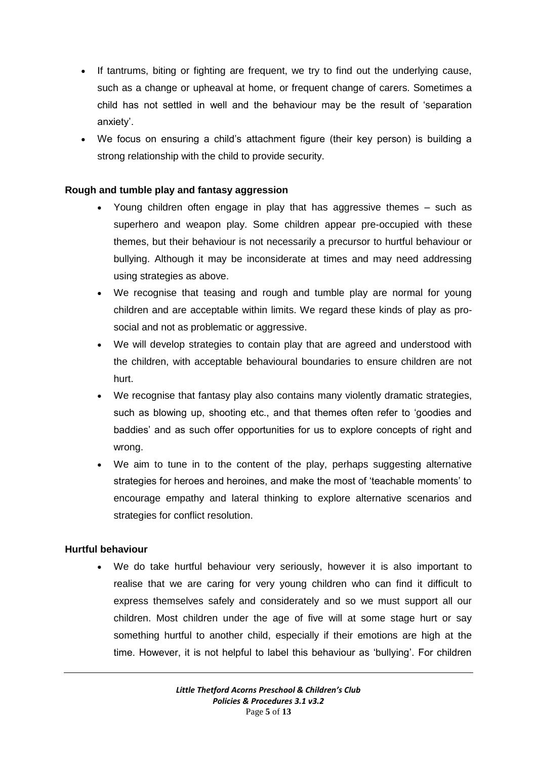- If tantrums, biting or fighting are frequent, we try to find out the underlying cause, such as a change or upheaval at home, or frequent change of carers. Sometimes a child has not settled in well and the behaviour may be the result of 'separation anxiety'.
- We focus on ensuring a child's attachment figure (their key person) is building a strong relationship with the child to provide security.

**Rough and tumble play and fantasy aggression**

- Young children often engage in play that has aggressive themes – such as superhero and weapon play. Some children appear pre-occupied with these themes, but their behaviour is not necessarily a precursor to hurtful behaviour or bullying. Although it may be inconsiderate at times and may need addressing using strategies as above.
- We recognise that teasing and rough and tumble play are normal for young children and are acceptable within limits. We regard these kinds of play as pro-social and not as problematic or aggressive.
- We will develop strategies to contain play that are agreed and understood with the children, with acceptable behavioural boundaries to ensure children are not hurt.
- We recognise that fantasy play also contains many violently dramatic strategies, such as blowing up, shooting etc., and that themes often refer to 'goodies and baddies' and as such offer opportunities for us to explore concepts of right and wrong.
- We aim to tune in to the content of the play, perhaps suggesting alternative strategies for heroes and heroines, and make the most of 'teachable moments' to encourage empathy and lateral thinking to explore alternative scenarios and strategies for conflict resolution.

**Hurtful behaviour**

- We do take hurtful behaviour very seriously, however it is also important to realise that we are caring for very young children who can find it difficult to express themselves safely and considerately and so we must support all our children. Most children under the age of five will at some stage hurt or say something hurtful to another child, especially if their emotions are high at the time. However, it is not helpful to label this behaviour as 'bullying'. For children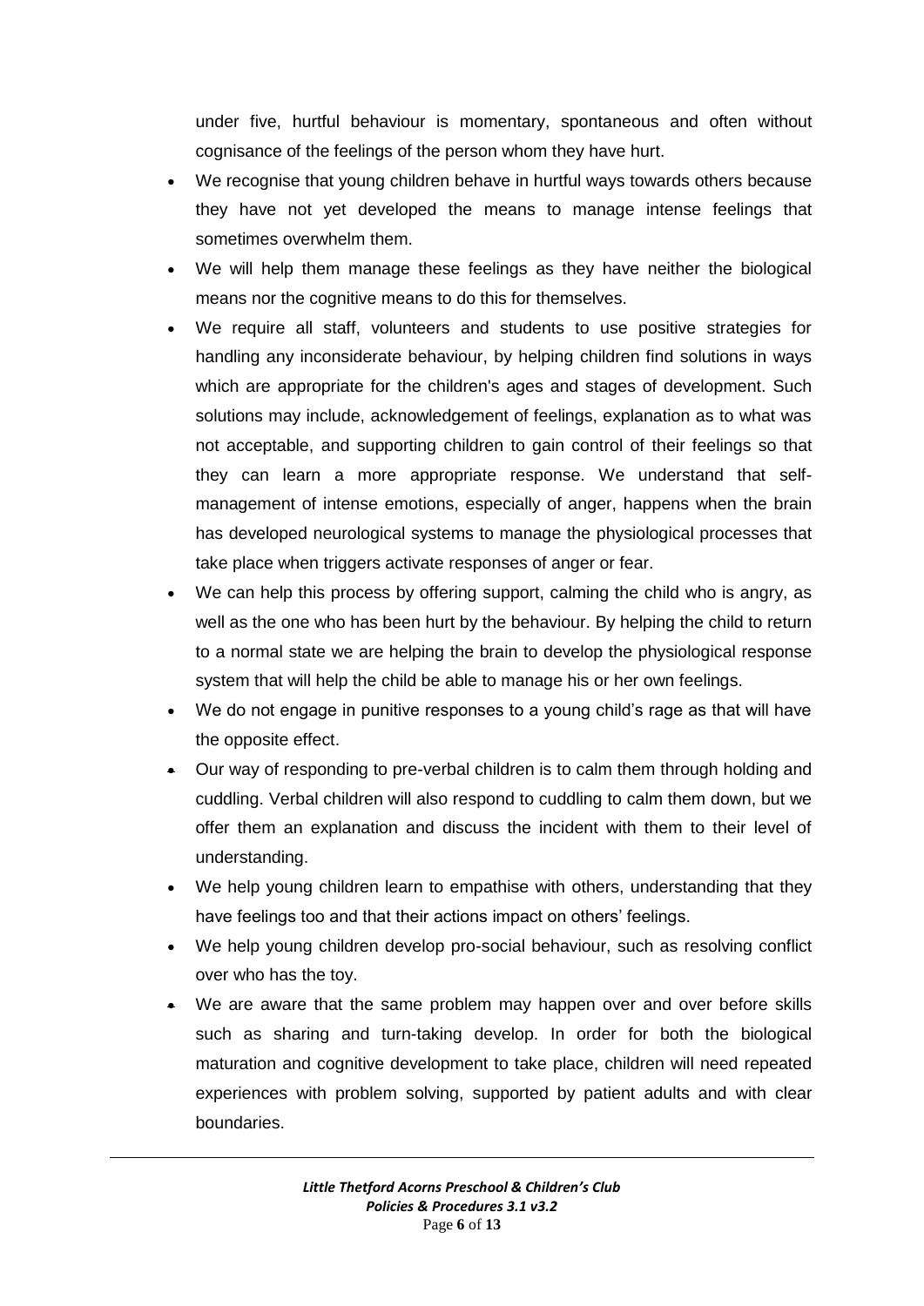under five, hurtful behaviour is momentary, spontaneous and often without cognisance of the feelings of the person whom they have hurt.

- We recognise that young children behave in hurtful ways towards others because they have not yet developed the means to manage intense feelings that sometimes overwhelm them.
- We will help them manage these feelings as they have neither the biological means nor the cognitive means to do this for themselves.
- We require all staff, volunteers and students to use positive strategies for handling any inconsiderate behaviour, by helping children find solutions in ways which are appropriate for the children's ages and stages of development. Such solutions may include, acknowledgement of feelings, explanation as to what was not acceptable, and supporting children to gain control of their feelings so that they can learn a more appropriate response. We understand that self-management of intense emotions, especially of anger, happens when the brain has developed neurological systems to manage the physiological processes that take place when triggers activate responses of anger or fear.
- We can help this process by offering support, calming the child who is angry, as well as the one who has been hurt by the behaviour. By helping the child to return to a normal state we are helping the brain to develop the physiological response system that will help the child be able to manage his or her own feelings.
- We do not engage in punitive responses to a young child's rage as that will have the opposite effect.
- Our way of responding to pre-verbal children is to calm them through holding and cuddling. Verbal children will also respond to cuddling to calm them down, but we offer them an explanation and discuss the incident with them to their level of understanding.
- We help young children learn to empathise with others, understanding that they have feelings too and that their actions impact on others' feelings.
- We help young children develop pro-social behaviour, such as resolving conflict over who has the toy.
- We are aware that the same problem may happen over and over before skills such as sharing and turn-taking develop. In order for both the biological maturation and cognitive development to take place, children will need repeated experiences with problem solving, supported by patient adults and with clear boundaries.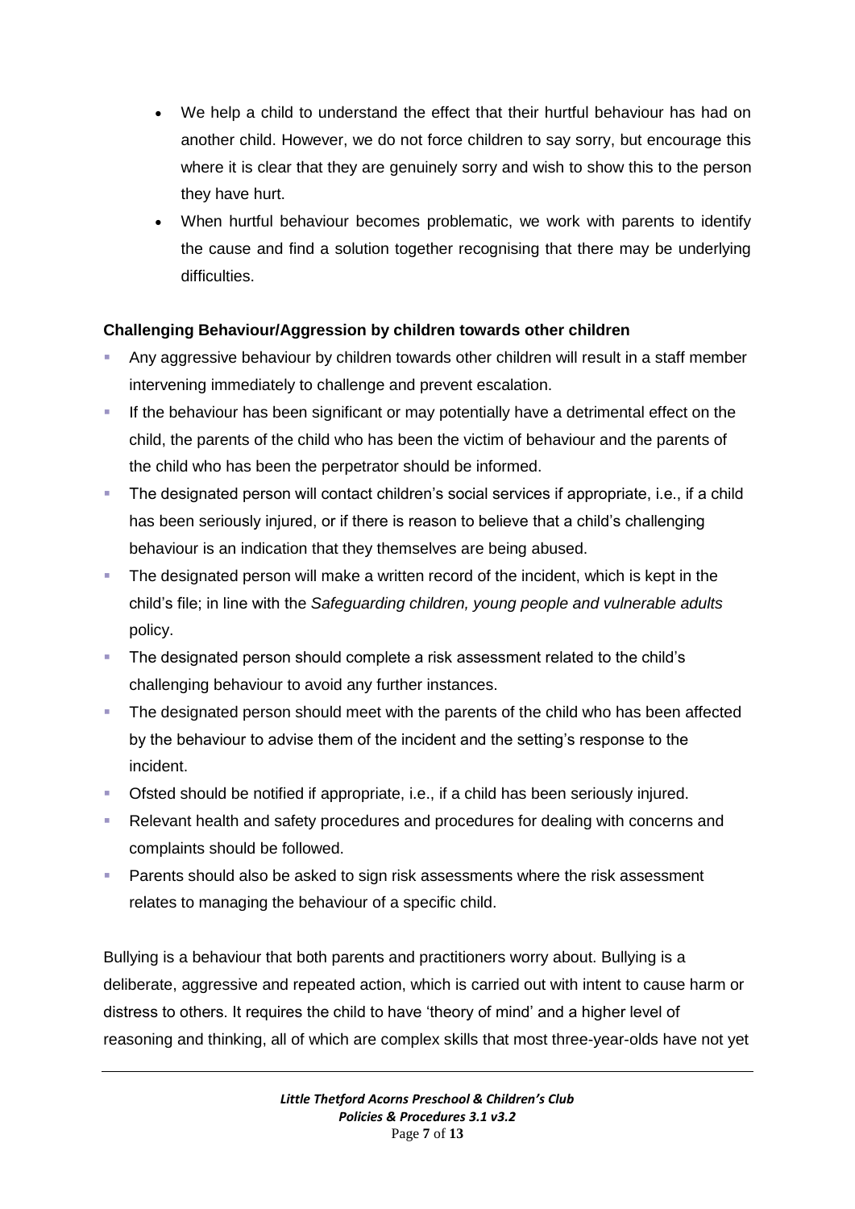- We help a child to understand the effect that their hurtful behaviour has had on another child. However, we do not force children to say sorry, but encourage this where it is clear that they are genuinely sorry and wish to show this to the person they have hurt.
- When hurtful behaviour becomes problematic, we work with parents to identify the cause and find a solution together recognising that there may be underlying difficulties.

**Challenging Behaviour/Aggression by children towards other children**

- Any aggressive behaviour by children towards other children will result in a staff member intervening immediately to challenge and prevent escalation.
- If the behaviour has been significant or may potentially have a detrimental effect on the child, the parents of the child who has been the victim of behaviour and the parents of the child who has been the perpetrator should be informed.
- The designated person will contact children's social services if appropriate, i.e., if a child has been seriously injured, or if there is reason to believe that a child's challenging behaviour is an indication that they themselves are being abused.
- The designated person will make a written record of the incident, which is kept in the child's file; in line with the *Safeguarding children, young people and vulnerable adults* policy.
- The designated person should complete a risk assessment related to the child's challenging behaviour to avoid any further instances.
- The designated person should meet with the parents of the child who has been affected by the behaviour to advise them of the incident and the setting's response to the incident.
- Ofsted should be notified if appropriate, i.e., if a child has been seriously injured.
- Relevant health and safety procedures and procedures for dealing with concerns and complaints should be followed.
- Parents should also be asked to sign risk assessments where the risk assessment relates to managing the behaviour of a specific child.

Bullying is a behaviour that both parents and practitioners worry about. Bullying is a deliberate, aggressive and repeated action, which is carried out with intent to cause harm or distress to others. It requires the child to have 'theory of mind' and a higher level of reasoning and thinking, all of which are complex skills that most three-year-olds have not yet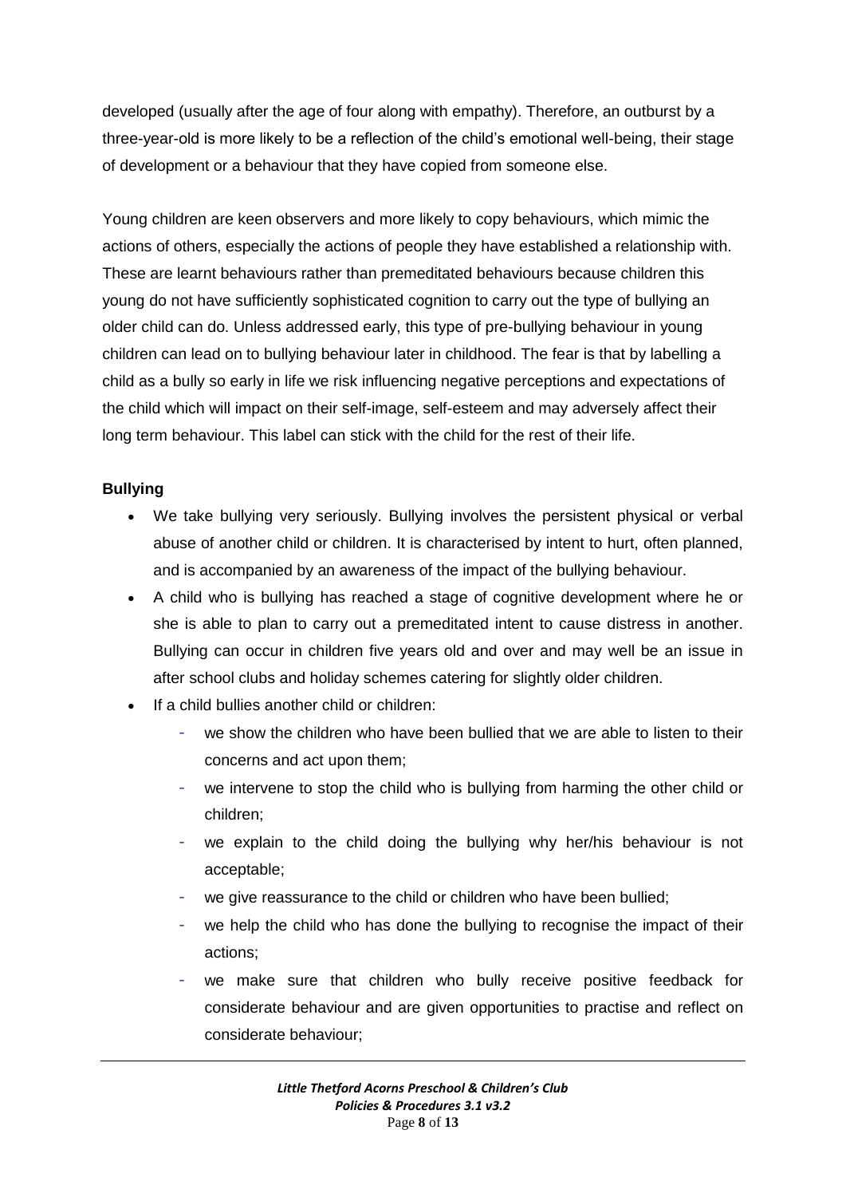developed (usually after the age of four along with empathy). Therefore, an outburst by a three-year-old is more likely to be a reflection of the child's emotional well-being, their stage of development or a behaviour that they have copied from someone else.

Young children are keen observers and more likely to copy behaviours, which mimic the actions of others, especially the actions of people they have established a relationship with. These are learnt behaviours rather than premeditated behaviours because children this young do not have sufficiently sophisticated cognition to carry out the type of bullying an older child can do. Unless addressed early, this type of pre-bullying behaviour in young children can lead on to bullying behaviour later in childhood. The fear is that by labelling a child as a bully so early in life we risk influencing negative perceptions and expectations of the child which will impact on their self-image, self-esteem and may adversely affect their long term behaviour. This label can stick with the child for the rest of their life.

**Bullying**

- We take bullying very seriously. Bullying involves the persistent physical or verbal abuse of another child or children. It is characterised by intent to hurt, often planned, and is accompanied by an awareness of the impact of the bullying behaviour.
- A child who is bullying has reached a stage of cognitive development where he or she is able to plan to carry out a premeditated intent to cause distress in another. Bullying can occur in children five years old and over and may well be an issue in after school clubs and holiday schemes catering for slightly older children.
- If a child bullies another child or children:
  - we show the children who have been bullied that we are able to listen to their concerns and act upon them;
  - we intervene to stop the child who is bullying from harming the other child or children;
  - we explain to the child doing the bullying why her/his behaviour is not acceptable;
  - we give reassurance to the child or children who have been bullied;
  - we help the child who has done the bullying to recognise the impact of their actions;
  - we make sure that children who bully receive positive feedback for considerate behaviour and are given opportunities to practise and reflect on considerate behaviour;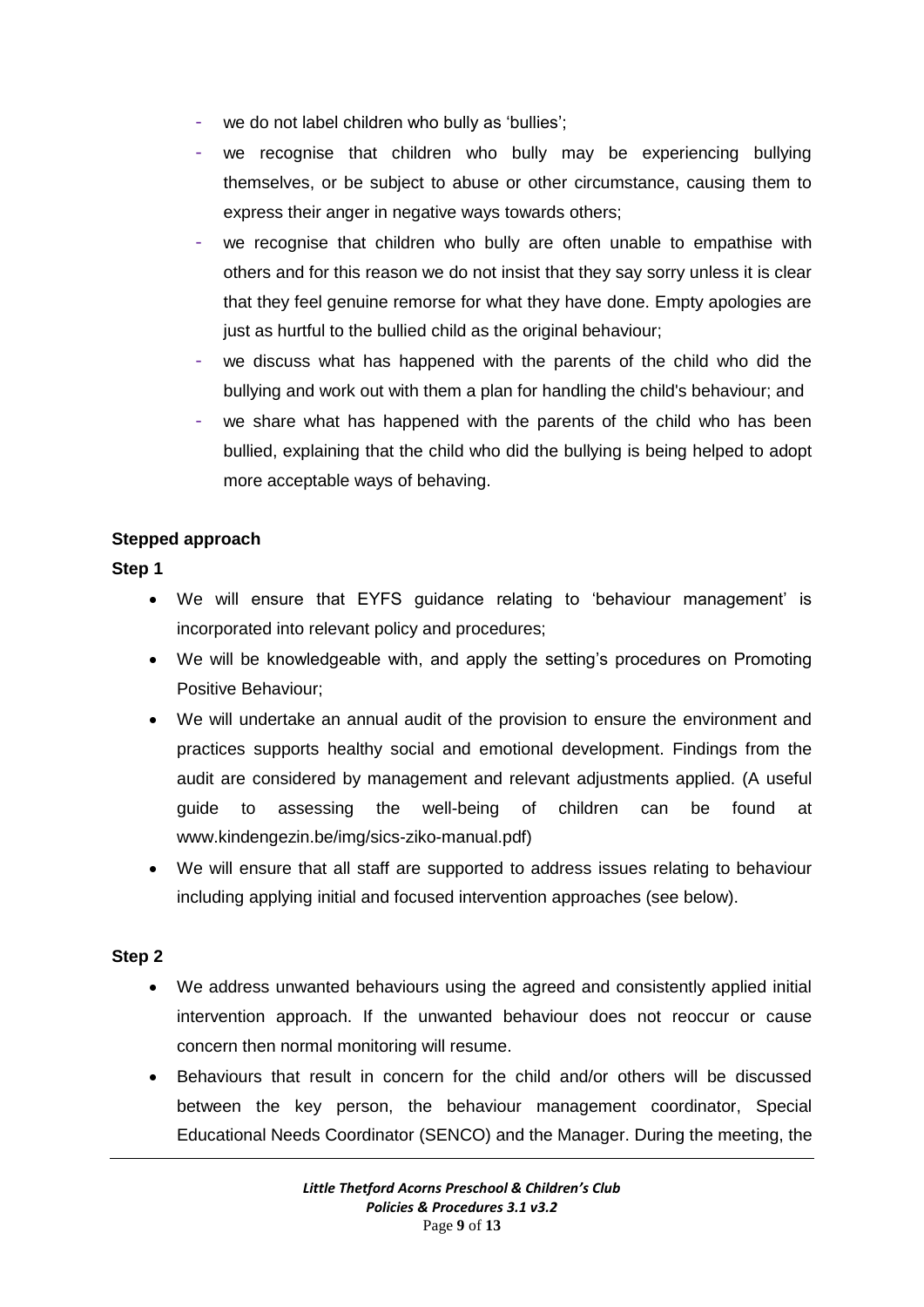- we do not label children who bully as 'bullies';
- we recognise that children who bully may be experiencing bullying themselves, or be subject to abuse or other circumstance, causing them to express their anger in negative ways towards others;
- we recognise that children who bully are often unable to empathise with others and for this reason we do not insist that they say sorry unless it is clear that they feel genuine remorse for what they have done. Empty apologies are just as hurtful to the bullied child as the original behaviour;
- we discuss what has happened with the parents of the child who did the bullying and work out with them a plan for handling the child's behaviour; and
- we share what has happened with the parents of the child who has been bullied, explaining that the child who did the bullying is being helped to adopt more acceptable ways of behaving.

**Stepped approach**

**Step 1**

- We will ensure that EYFS guidance relating to 'behaviour management' is incorporated into relevant policy and procedures;
- We will be knowledgeable with, and apply the setting's procedures on Promoting Positive Behaviour;
- We will undertake an annual audit of the provision to ensure the environment and practices supports healthy social and emotional development. Findings from the audit are considered by management and relevant adjustments applied. (A useful guide to assessing the well-being of children can be found at www.kindengezin.be/img/sics-ziko-manual.pdf)
- We will ensure that all staff are supported to address issues relating to behaviour including applying initial and focused intervention approaches (see below).

**Step 2**

- We address unwanted behaviours using the agreed and consistently applied initial intervention approach. If the unwanted behaviour does not reoccur or cause concern then normal monitoring will resume.
- Behaviours that result in concern for the child and/or others will be discussed between the key person, the behaviour management coordinator, Special Educational Needs Coordinator (SENCO) and the Manager. During the meeting, the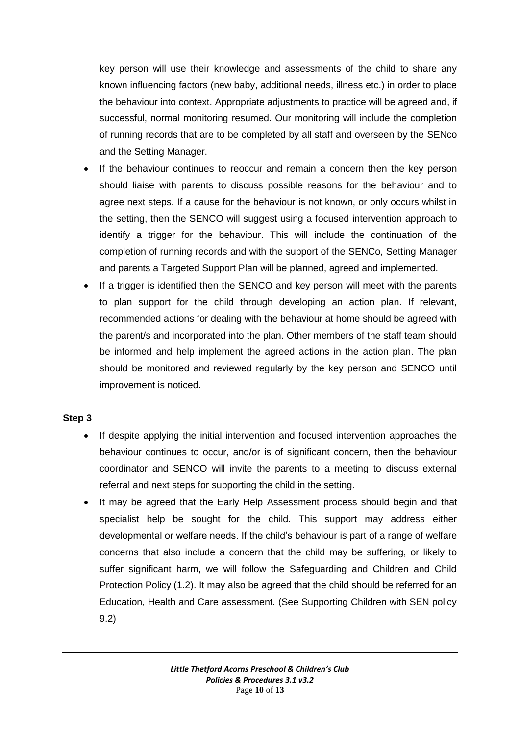key person will use their knowledge and assessments of the child to share any known influencing factors (new baby, additional needs, illness etc.) in order to place the behaviour into context. Appropriate adjustments to practice will be agreed and, if successful, normal monitoring resumed. Our monitoring will include the completion of running records that are to be completed by all staff and overseen by the SENco and the Setting Manager.

- If the behaviour continues to reoccur and remain a concern then the key person should liaise with parents to discuss possible reasons for the behaviour and to agree next steps. If a cause for the behaviour is not known, or only occurs whilst in the setting, then the SENCO will suggest using a focused intervention approach to identify a trigger for the behaviour. This will include the continuation of the completion of running records and with the support of the SENCo, Setting Manager and parents a Targeted Support Plan will be planned, agreed and implemented.
- If a trigger is identified then the SENCO and key person will meet with the parents to plan support for the child through developing an action plan. If relevant, recommended actions for dealing with the behaviour at home should be agreed with the parent/s and incorporated into the plan. Other members of the staff team should be informed and help implement the agreed actions in the action plan. The plan should be monitored and reviewed regularly by the key person and SENCO until improvement is noticed.

**Step 3**

- If despite applying the initial intervention and focused intervention approaches the behaviour continues to occur, and/or is of significant concern, then the behaviour coordinator and SENCO will invite the parents to a meeting to discuss external referral and next steps for supporting the child in the setting.
- It may be agreed that the Early Help Assessment process should begin and that specialist help be sought for the child. This support may address either developmental or welfare needs. If the child's behaviour is part of a range of welfare concerns that also include a concern that the child may be suffering, or likely to suffer significant harm, we will follow the Safeguarding and Children and Child Protection Policy (1.2). It may also be agreed that the child should be referred for an Education, Health and Care assessment. (See Supporting Children with SEN policy 9.2)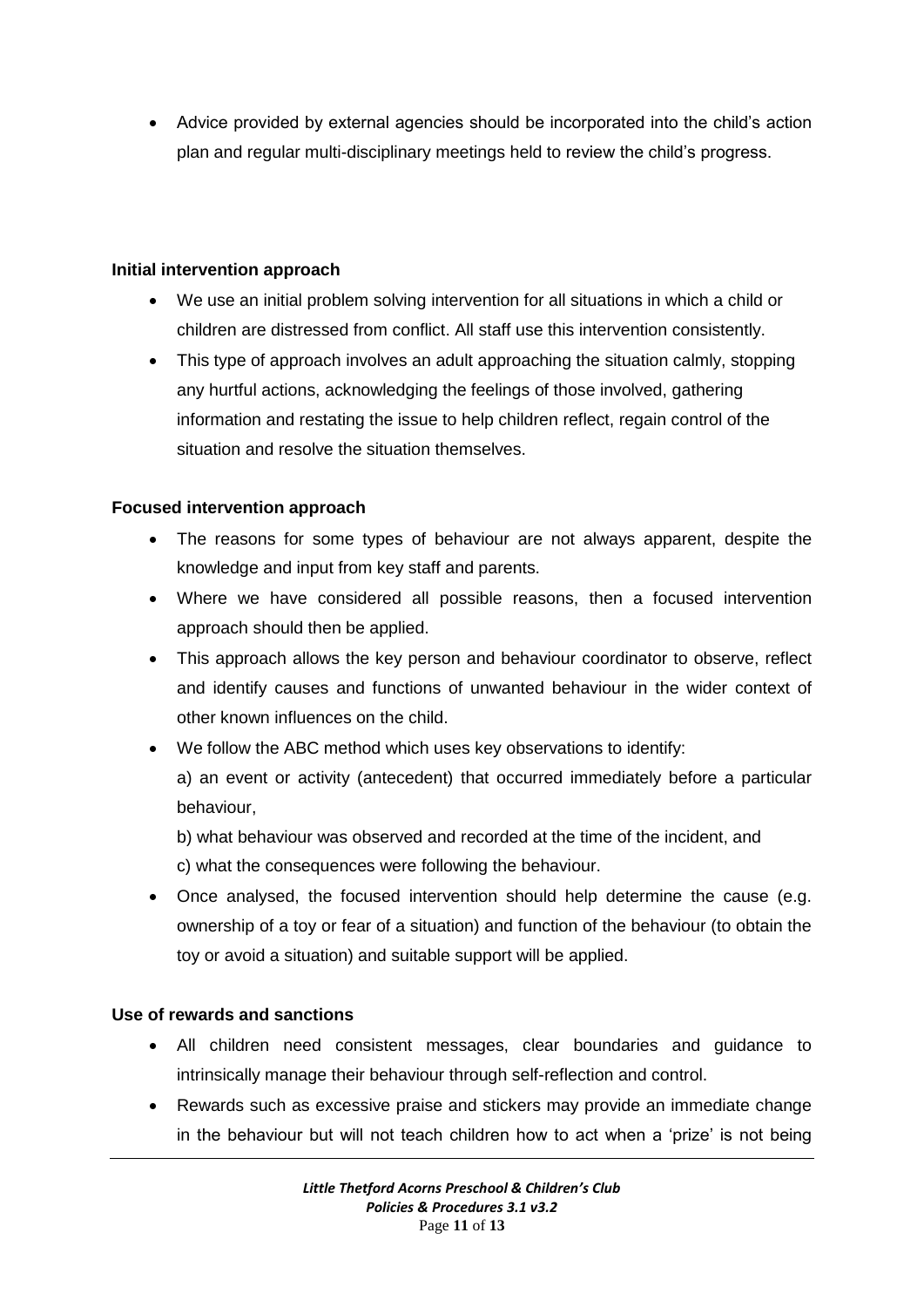- Advice provided by external agencies should be incorporated into the child's action plan and regular multi-disciplinary meetings held to review the child's progress.

**Initial intervention approach**

- We use an initial problem solving intervention for all situations in which a child or children are distressed from conflict. All staff use this intervention consistently.
- This type of approach involves an adult approaching the situation calmly, stopping any hurtful actions, acknowledging the feelings of those involved, gathering information and restating the issue to help children reflect, regain control of the situation and resolve the situation themselves.

**Focused intervention approach**

- The reasons for some types of behaviour are not always apparent, despite the knowledge and input from key staff and parents.
- Where we have considered all possible reasons, then a focused intervention approach should then be applied.
- This approach allows the key person and behaviour coordinator to observe, reflect and identify causes and functions of unwanted behaviour in the wider context of other known influences on the child.
- We follow the ABC method which uses key observations to identify:
  
  a) an event or activity (antecedent) that occurred immediately before a particular behaviour,
  
  b) what behaviour was observed and recorded at the time of the incident, and
  
  c) what the consequences were following the behaviour.
- Once analysed, the focused intervention should help determine the cause (e.g. ownership of a toy or fear of a situation) and function of the behaviour (to obtain the toy or avoid a situation) and suitable support will be applied.

**Use of rewards and sanctions**

- All children need consistent messages, clear boundaries and guidance to intrinsically manage their behaviour through self-reflection and control.
- Rewards such as excessive praise and stickers may provide an immediate change in the behaviour but will not teach children how to act when a 'prize' is not being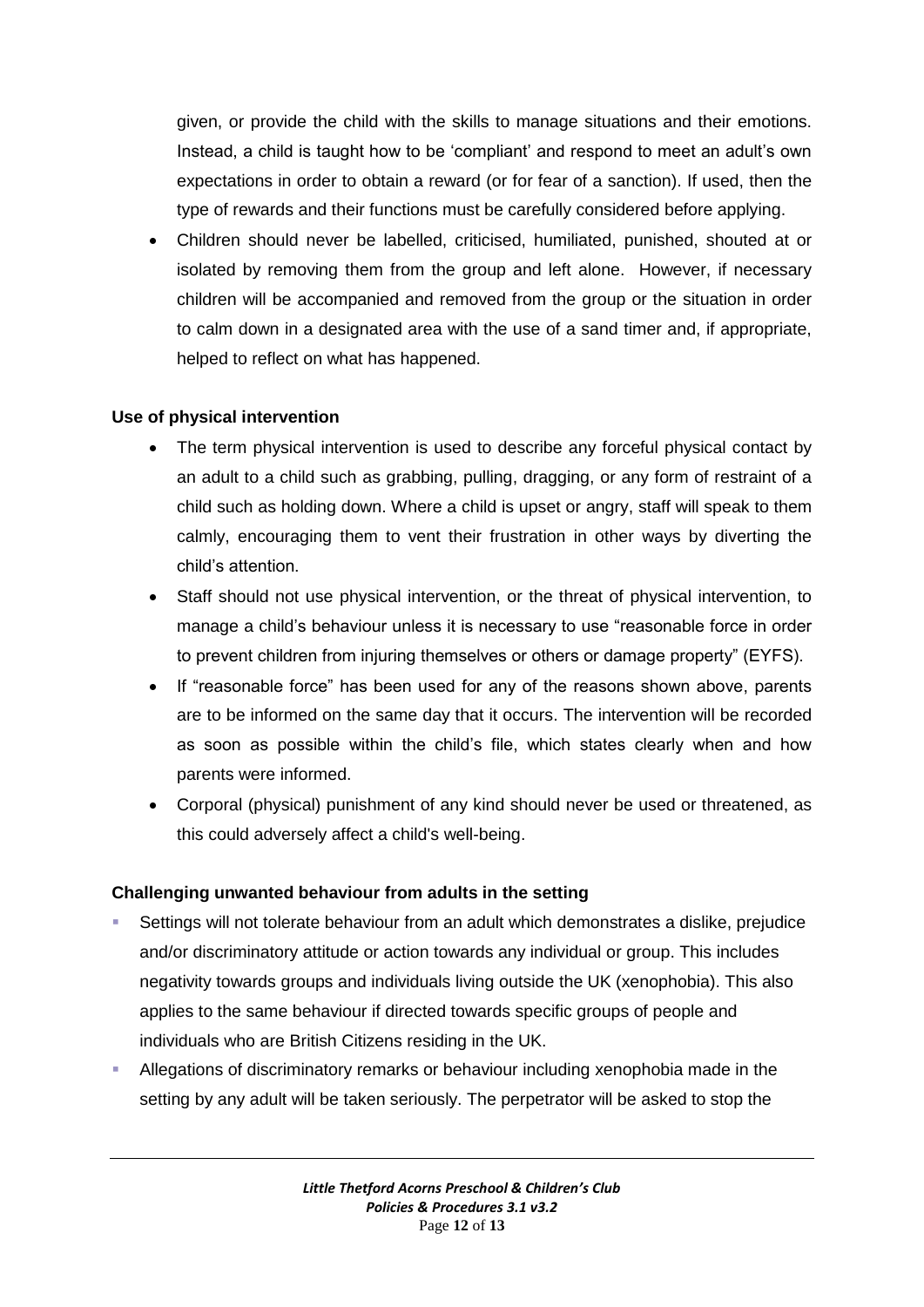given, or provide the child with the skills to manage situations and their emotions. Instead, a child is taught how to be 'compliant' and respond to meet an adult's own expectations in order to obtain a reward (or for fear of a sanction). If used, then the type of rewards and their functions must be carefully considered before applying.

- Children should never be labelled, criticised, humiliated, punished, shouted at or isolated by removing them from the group and left alone. However, if necessary children will be accompanied and removed from the group or the situation in order to calm down in a designated area with the use of a sand timer and, if appropriate, helped to reflect on what has happened.

**Use of physical intervention**

- The term physical intervention is used to describe any forceful physical contact by an adult to a child such as grabbing, pulling, dragging, or any form of restraint of a child such as holding down. Where a child is upset or angry, staff will speak to them calmly, encouraging them to vent their frustration in other ways by diverting the child's attention.
- Staff should not use physical intervention, or the threat of physical intervention, to manage a child's behaviour unless it is necessary to use "reasonable force in order to prevent children from injuring themselves or others or damage property" (EYFS).
- If "reasonable force" has been used for any of the reasons shown above, parents are to be informed on the same day that it occurs. The intervention will be recorded as soon as possible within the child's file, which states clearly when and how parents were informed.
- Corporal (physical) punishment of any kind should never be used or threatened, as this could adversely affect a child's well-being.

**Challenging unwanted behaviour from adults in the setting**

- Settings will not tolerate behaviour from an adult which demonstrates a dislike, prejudice and/or discriminatory attitude or action towards any individual or group. This includes negativity towards groups and individuals living outside the UK (xenophobia). This also applies to the same behaviour if directed towards specific groups of people and individuals who are British Citizens residing in the UK.
- Allegations of discriminatory remarks or behaviour including xenophobia made in the setting by any adult will be taken seriously. The perpetrator will be asked to stop the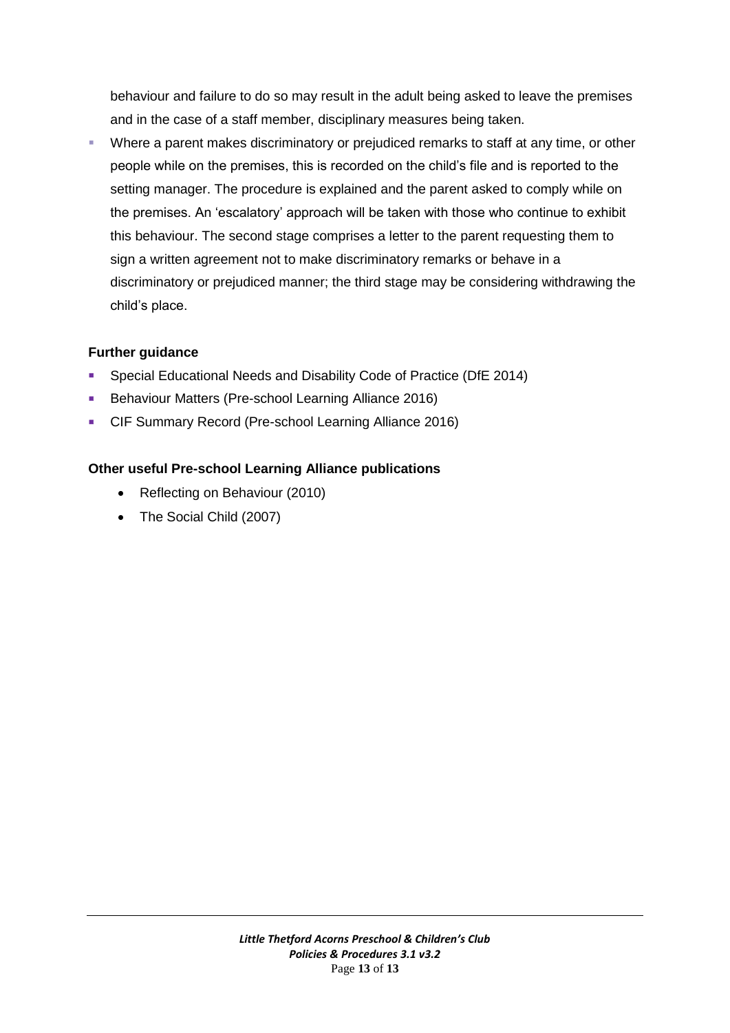behaviour and failure to do so may result in the adult being asked to leave the premises and in the case of a staff member, disciplinary measures being taken.

- Where a parent makes discriminatory or prejudiced remarks to staff at any time, or other people while on the premises, this is recorded on the child's file and is reported to the setting manager. The procedure is explained and the parent asked to comply while on the premises. An 'escalatory' approach will be taken with those who continue to exhibit this behaviour. The second stage comprises a letter to the parent requesting them to sign a written agreement not to make discriminatory remarks or behave in a discriminatory or prejudiced manner; the third stage may be considering withdrawing the child's place.

**Further guidance**

- Special Educational Needs and Disability Code of Practice (DfE 2014)
- Behaviour Matters (Pre-school Learning Alliance 2016)
- CIF Summary Record (Pre-school Learning Alliance 2016)

**Other useful Pre-school Learning Alliance publications**

- Reflecting on Behaviour (2010)
- The Social Child (2007)